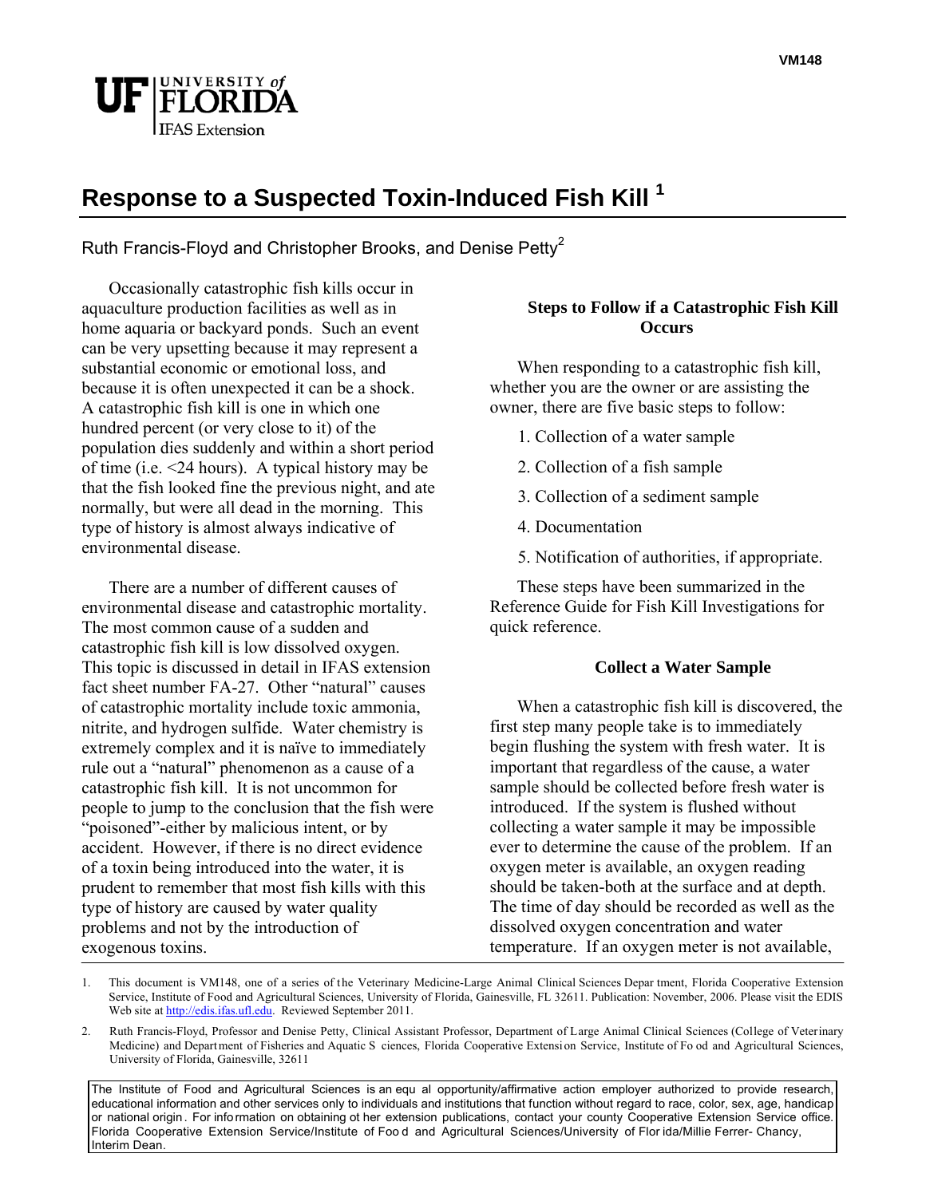# Response to a Suspected Toxin-Induced Fish Kill [1]

Ruth Francis-Floyd and Christopher Brooks, and Denise Petty[2]

Occasionally catastrophic fish kills occur in aquaculture production facilities as well as in home aquaria or backyard ponds. Such an event can be very upsetting because it may represent a substantial economic or emotional loss, and because it is often unexpected it can be a shock. A catastrophic fish kill is one in which one hundred percent (or very close to it) of the population dies suddenly and within a short period of time (i.e. <24 hours). A typical history may be that the fish looked fine the previous night, and ate normally, but were all dead in the morning. This type of history is almost always indicative of environmental disease.

There are a number of different causes of environmental disease and catastrophic mortality. The most common cause of a sudden and catastrophic fish kill is low dissolved oxygen. This topic is discussed in detail in IFAS extension fact sheet number FA-27. Other "natural" causes of catastrophic mortality include toxic ammonia, nitrite, and hydrogen sulfide. Water chemistry is extremely complex and it is naïve to immediately rule out a "natural" phenomenon as a cause of a catastrophic fish kill. It is not uncommon for people to jump to the conclusion that the fish were "poisoned"-either by malicious intent, or by accident. However, if there is no direct evidence of a toxin being introduced into the water, it is prudent to remember that most fish kills with this type of history are caused by water quality problems and not by the introduction of exogenous toxins.

## Steps to Follow if a Catastrophic Fish Kill Occurs

When responding to a catastrophic fish kill, whether you are the owner or are assisting the owner, there are five basic steps to follow:

1. Collection of a water sample
2. Collection of a fish sample
3. Collection of a sediment sample
4. Documentation
5. Notification of authorities, if appropriate.

These steps have been summarized in the Reference Guide for Fish Kill Investigations for quick reference.

## Collect a Water Sample

When a catastrophic fish kill is discovered, the first step many people take is to immediately begin flushing the system with fresh water. It is important that regardless of the cause, a water sample should be collected before fresh water is introduced. If the system is flushed without collecting a water sample it may be impossible ever to determine the cause of the problem. If an oxygen meter is available, an oxygen reading should be taken-both at the surface and at depth. The time of day should be recorded as well as the dissolved oxygen concentration and water temperature. If an oxygen meter is not available,

1. This document is VM148, one of a series of the Veterinary Medicine-Large Animal Clinical Sciences Department, Florida Cooperative Extension Service, Institute of Food and Agricultural Sciences, University of Florida, Gainesville, FL 32611. Publication: November, 2006. Please visit the EDIS Web site at http://edis.ifas.ufl.edu. Reviewed September 2011.

2. Ruth Francis-Floyd, Professor and Denise Petty, Clinical Assistant Professor, Department of Large Animal Clinical Sciences (College of Veterinary Medicine) and Department of Fisheries and Aquatic Sciences, Florida Cooperative Extension Service, Institute of Food and Agricultural Sciences, University of Florida, Gainesville, 32611

The Institute of Food and Agricultural Sciences is an equal opportunity/affirmative action employer authorized to provide research, educational information and other services only to individuals and institutions that function without regard to race, color, sex, age, handicap or national origin. For information on obtaining other extension publications, contact your county Cooperative Extension Service office. Florida Cooperative Extension Service/Institute of Food and Agricultural Sciences/University of Florida/Millie Ferrer-Chancy, Interim Dean.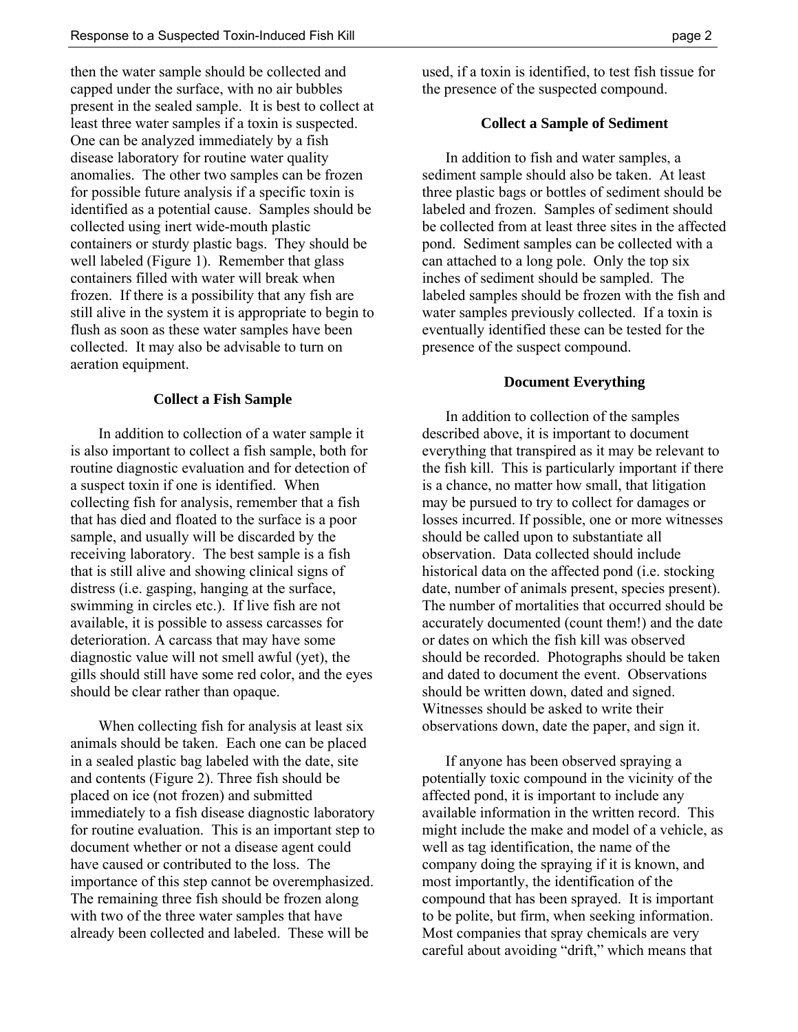then the water sample should be collected and capped under the surface, with no air bubbles present in the sealed sample. It is best to collect at least three water samples if a toxin is suspected. One can be analyzed immediately by a fish disease laboratory for routine water quality anomalies. The other two samples can be frozen for possible future analysis if a specific toxin is identified as a potential cause. Samples should be collected using inert wide-mouth plastic containers or sturdy plastic bags. They should be well labeled (Figure 1). Remember that glass containers filled with water will break when frozen. If there is a possibility that any fish are still alive in the system it is appropriate to begin to flush as soon as these water samples have been collected. It may also be advisable to turn on aeration equipment.

### Collect a Fish Sample

In addition to collection of a water sample it is also important to collect a fish sample, both for routine diagnostic evaluation and for detection of a suspect toxin if one is identified. When collecting fish for analysis, remember that a fish that has died and floated to the surface is a poor sample, and usually will be discarded by the receiving laboratory. The best sample is a fish that is still alive and showing clinical signs of distress (i.e. gasping, hanging at the surface, swimming in circles etc.). If live fish are not available, it is possible to assess carcasses for deterioration. A carcass that may have some diagnostic value will not smell awful (yet), the gills should still have some red color, and the eyes should be clear rather than opaque.

When collecting fish for analysis at least six animals should be taken. Each one can be placed in a sealed plastic bag labeled with the date, site and contents (Figure 2). Three fish should be placed on ice (not frozen) and submitted immediately to a fish disease diagnostic laboratory for routine evaluation. This is an important step to document whether or not a disease agent could have caused or contributed to the loss. The importance of this step cannot be overemphasized. The remaining three fish should be frozen along with two of the three water samples that have already been collected and labeled. These will be used, if a toxin is identified, to test fish tissue for the presence of the suspected compound.

### Collect a Sample of Sediment

In addition to fish and water samples, a sediment sample should also be taken. At least three plastic bags or bottles of sediment should be labeled and frozen. Samples of sediment should be collected from at least three sites in the affected pond. Sediment samples can be collected with a can attached to a long pole. Only the top six inches of sediment should be sampled. The labeled samples should be frozen with the fish and water samples previously collected. If a toxin is eventually identified these can be tested for the presence of the suspect compound.

### Document Everything

In addition to collection of the samples described above, it is important to document everything that transpired as it may be relevant to the fish kill. This is particularly important if there is a chance, no matter how small, that litigation may be pursued to try to collect for damages or losses incurred. If possible, one or more witnesses should be called upon to substantiate all observation. Data collected should include historical data on the affected pond (i.e. stocking date, number of animals present, species present). The number of mortalities that occurred should be accurately documented (count them!) and the date or dates on which the fish kill was observed should be recorded. Photographs should be taken and dated to document the event. Observations should be written down, dated and signed. Witnesses should be asked to write their observations down, date the paper, and sign it.

If anyone has been observed spraying a potentially toxic compound in the vicinity of the affected pond, it is important to include any available information in the written record. This might include the make and model of a vehicle, as well as tag identification, the name of the company doing the spraying if it is known, and most importantly, the identification of the compound that has been sprayed. It is important to be polite, but firm, when seeking information. Most companies that spray chemicals are very careful about avoiding "drift," which means that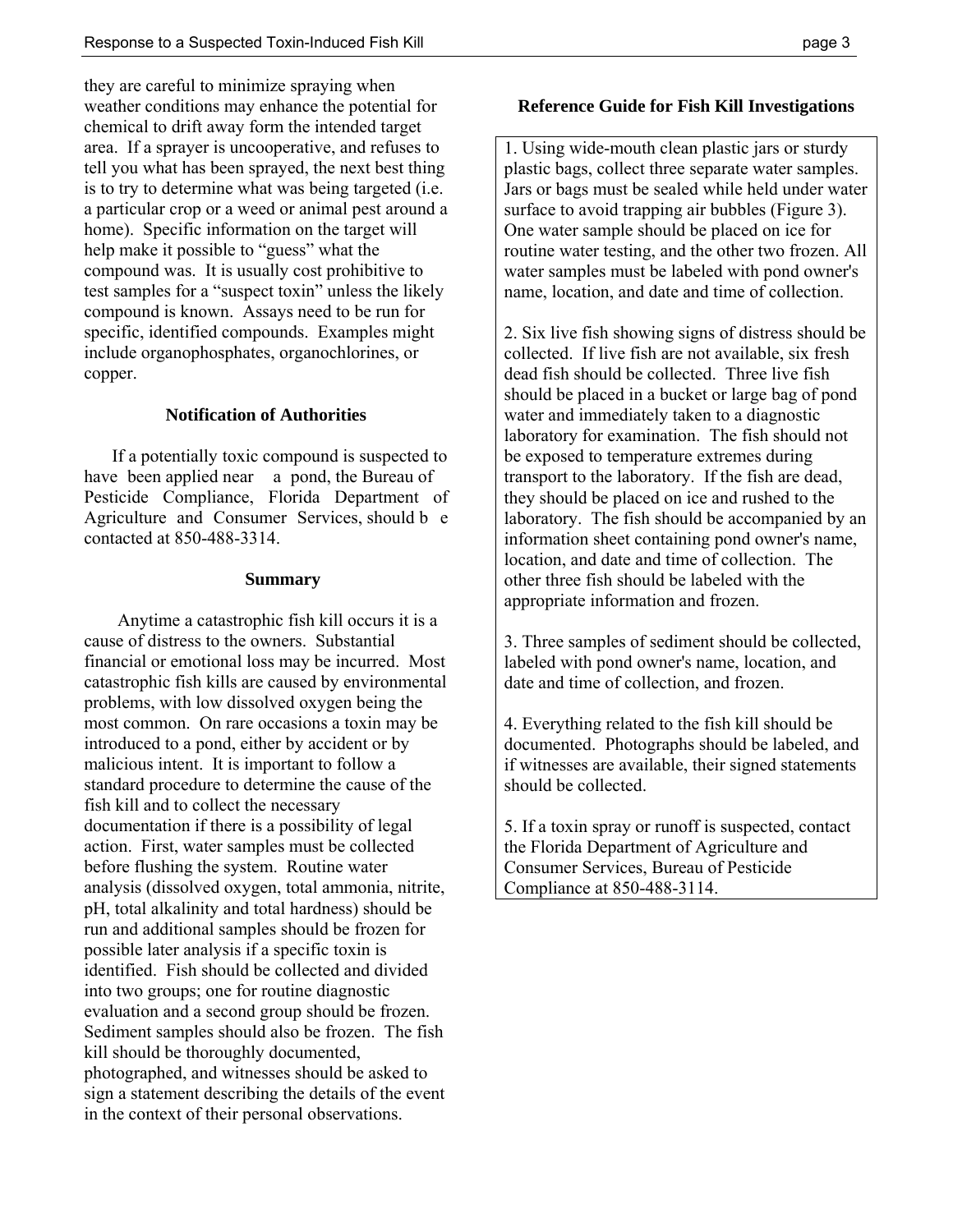they are careful to minimize spraying when weather conditions may enhance the potential for chemical to drift away form the intended target area. If a sprayer is uncooperative, and refuses to tell you what has been sprayed, the next best thing is to try to determine what was being targeted (i.e. a particular crop or a weed or animal pest around a home). Specific information on the target will help make it possible to "guess" what the compound was. It is usually cost prohibitive to test samples for a "suspect toxin" unless the likely compound is known. Assays need to be run for specific, identified compounds. Examples might include organophosphates, organochlorines, or copper.

### Notification of Authorities

If a potentially toxic compound is suspected to have been applied near a pond, the Bureau of Pesticide Compliance, Florida Department of Agriculture and Consumer Services, should be contacted at 850-488-3314.

### Summary

Anytime a catastrophic fish kill occurs it is a cause of distress to the owners. Substantial financial or emotional loss may be incurred. Most catastrophic fish kills are caused by environmental problems, with low dissolved oxygen being the most common. On rare occasions a toxin may be introduced to a pond, either by accident or by malicious intent. It is important to follow a standard procedure to determine the cause of the fish kill and to collect the necessary documentation if there is a possibility of legal action. First, water samples must be collected before flushing the system. Routine water analysis (dissolved oxygen, total ammonia, nitrite, pH, total alkalinity and total hardness) should be run and additional samples should be frozen for possible later analysis if a specific toxin is identified. Fish should be collected and divided into two groups; one for routine diagnostic evaluation and a second group should be frozen. Sediment samples should also be frozen. The fish kill should be thoroughly documented, photographed, and witnesses should be asked to sign a statement describing the details of the event in the context of their personal observations.

### Reference Guide for Fish Kill Investigations

1. Using wide-mouth clean plastic jars or sturdy plastic bags, collect three separate water samples. Jars or bags must be sealed while held under water surface to avoid trapping air bubbles (Figure 3). One water sample should be placed on ice for routine water testing, and the other two frozen. All water samples must be labeled with pond owner's name, location, and date and time of collection.

2. Six live fish showing signs of distress should be collected. If live fish are not available, six fresh dead fish should be collected. Three live fish should be placed in a bucket or large bag of pond water and immediately taken to a diagnostic laboratory for examination. The fish should not be exposed to temperature extremes during transport to the laboratory. If the fish are dead, they should be placed on ice and rushed to the laboratory. The fish should be accompanied by an information sheet containing pond owner's name, location, and date and time of collection. The other three fish should be labeled with the appropriate information and frozen.

3. Three samples of sediment should be collected, labeled with pond owner's name, location, and date and time of collection, and frozen.

4. Everything related to the fish kill should be documented. Photographs should be labeled, and if witnesses are available, their signed statements should be collected.

5. If a toxin spray or runoff is suspected, contact the Florida Department of Agriculture and Consumer Services, Bureau of Pesticide Compliance at 850-488-3114.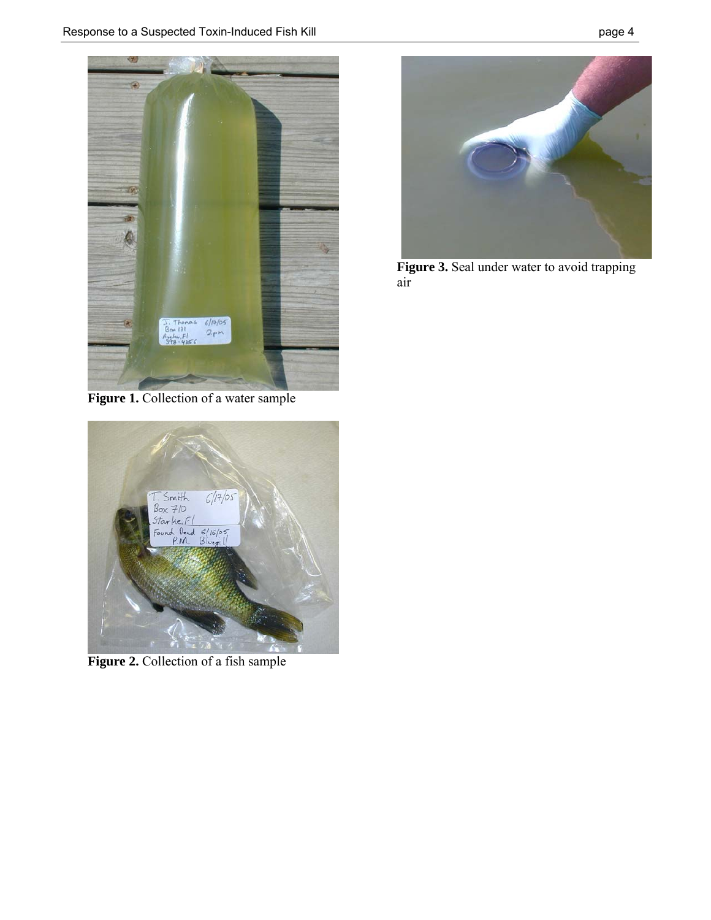Figure 1. Collection of a water sample

Figure 2. Collection of a fish sample

Figure 3. Seal under water to avoid trapping air